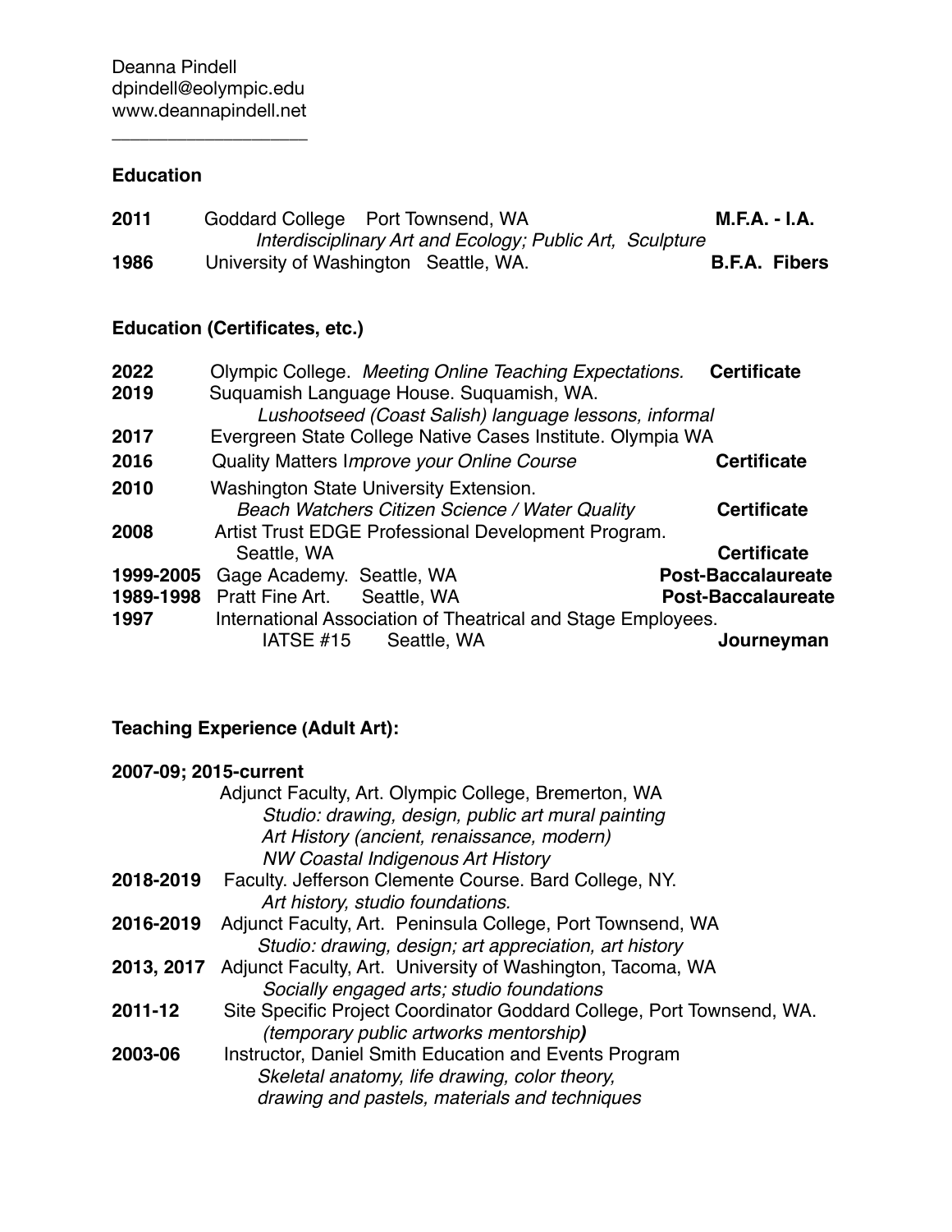Deanna Pindell
dpindell@eolympic.edu
www.deannapindell.net

---

### Education

**2011** Goddard College Port Townsend, WA **M.F.A. - I.A.**
*Interdisciplinary Art and Ecology; Public Art, Sculpture*

**1986** University of Washington Seattle, WA. **B.F.A. Fibers**

### Education (Certificates, etc.)

**2022** Olympic College. *Meeting Online Teaching Expectations.* **Certificate**

**2019** Suquamish Language House. Suquamish, WA.
*Lushootseed (Coast Salish) language lessons, informal*

**2017** Evergreen State College Native Cases Institute. Olympia WA

**2016** Quality Matters I*mprove your Online Course* **Certificate**

**2010** Washington State University Extension.
*Beach Watchers Citizen Science / Water Quality* **Certificate**

**2008** Artist Trust EDGE Professional Development Program.
Seattle, WA **Certificate**

**1999-2005** Gage Academy. Seattle, WA **Post-Baccalaureate**

**1989-1998** Pratt Fine Art. Seattle, WA **Post-Baccalaureate**

**1997** International Association of Theatrical and Stage Employees.
IATSE #15 Seattle, WA **Journeyman**

### Teaching Experience (Adult Art):

**2007-09; 2015-current**
Adjunct Faculty, Art. Olympic College, Bremerton, WA
*Studio: drawing, design, public art mural painting*
*Art History (ancient, renaissance, modern)*
*NW Coastal Indigenous Art History*

**2018-2019** Faculty. Jefferson Clemente Course. Bard College, NY.
*Art history, studio foundations.*

**2016-2019** Adjunct Faculty, Art. Peninsula College, Port Townsend, WA
*Studio: drawing, design; art appreciation, art history*

**2013, 2017** Adjunct Faculty, Art. University of Washington, Tacoma, WA
*Socially engaged arts; studio foundations*

**2011-12** Site Specific Project Coordinator Goddard College, Port Townsend, WA.
*(temporary public artworks mentorship)*

**2003-06** Instructor, Daniel Smith Education and Events Program
*Skeletal anatomy, life drawing, color theory,*
*drawing and pastels, materials and techniques*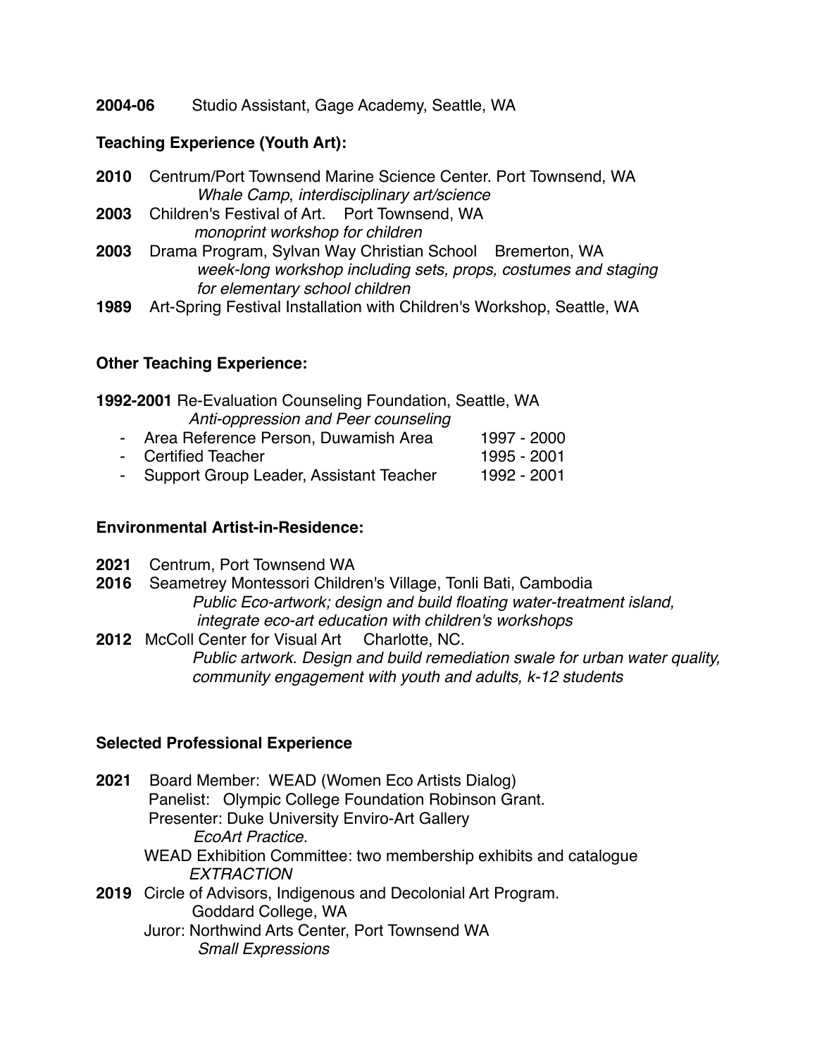**2004-06** Studio Assistant, Gage Academy, Seattle, WA

### Teaching Experience (Youth Art):

**2010** Centrum/Port Townsend Marine Science Center. Port Townsend, WA
*Whale Camp*, *interdisciplinary art/science*

**2003** Children's Festival of Art. Port Townsend, WA
*monoprint workshop for children*

**2003** Drama Program, Sylvan Way Christian School Bremerton, WA
*week-long workshop including sets, props, costumes and staging for elementary school children*

**1989** Art-Spring Festival Installation with Children's Workshop, Seattle, WA

### Other Teaching Experience:

**1992-2001** Re-Evaluation Counseling Foundation, Seattle, WA
*Anti-oppression and Peer counseling*

- Area Reference Person, Duwamish Area 1997 - 2000
- Certified Teacher 1995 - 2001
- Support Group Leader, Assistant Teacher 1992 - 2001

### Environmental Artist-in-Residence:

**2021** Centrum, Port Townsend WA

**2016** Seametrey Montessori Children's Village, Tonli Bati, Cambodia
*Public Eco-artwork; design and build floating water-treatment island, integrate eco-art education with children's workshops*

**2012** McColl Center for Visual Art Charlotte, NC.
*Public artwork. Design and build remediation swale for urban water quality, community engagement with youth and adults, k-12 students*

### Selected Professional Experience

**2021** Board Member: WEAD (Women Eco Artists Dialog)
Panelist: Olympic College Foundation Robinson Grant.
Presenter: Duke University Enviro-Art Gallery
*EcoArt Practice.*
WEAD Exhibition Committee: two membership exhibits and catalogue
*EXTRACTION*

**2019** Circle of Advisors, Indigenous and Decolonial Art Program.
Goddard College, WA
Juror: Northwind Arts Center, Port Townsend WA
*Small Expressions*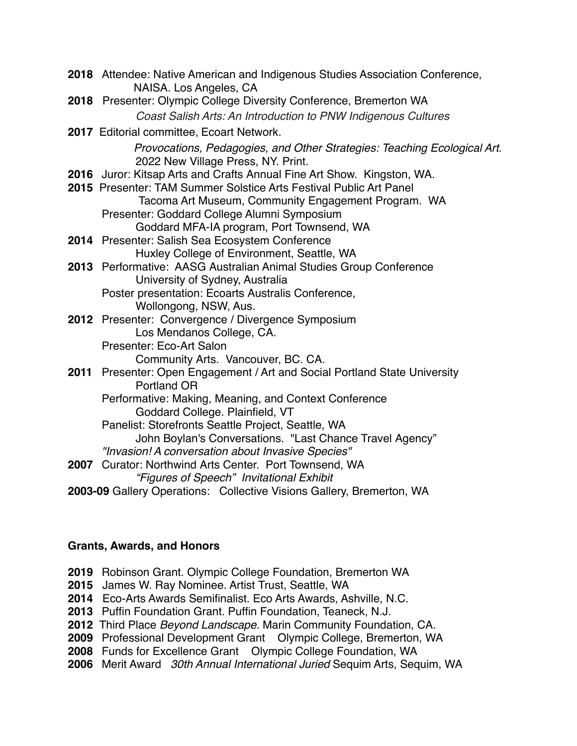**2018** Attendee: Native American and Indigenous Studies Association Conference, NAISA. Los Angeles, CA

**2018** Presenter: Olympic College Diversity Conference, Bremerton WA
*Coast Salish Arts: An Introduction to PNW Indigenous Cultures*

**2017** Editorial committee, Ecoart Network.
*Provocations, Pedagogies, and Other Strategies: Teaching Ecological Art.*
2022 New Village Press, NY. Print.

**2016** Juror: Kitsap Arts and Crafts Annual Fine Art Show. Kingston, WA.

**2015** Presenter: TAM Summer Solstice Arts Festival Public Art Panel
Tacoma Art Museum, Community Engagement Program. WA
Presenter: Goddard College Alumni Symposium
Goddard MFA-IA program, Port Townsend, WA

**2014** Presenter: Salish Sea Ecosystem Conference
Huxley College of Environment, Seattle, WA

**2013** Performative: AASG Australian Animal Studies Group Conference
University of Sydney, Australia
Poster presentation: Ecoarts Australis Conference,
Wollongong, NSW, Aus.

**2012** Presenter: Convergence / Divergence Symposium
Los Mendanos College, CA.
Presenter: Eco-Art Salon
Community Arts. Vancouver, BC. CA.

**2011** Presenter: Open Engagement / Art and Social Portland State University
Portland OR
Performative: Making, Meaning, and Context Conference
Goddard College. Plainfield, VT
Panelist: Storefronts Seattle Project, Seattle, WA
John Boylan's Conversations. "Last Chance Travel Agency"
*"Invasion! A conversation about Invasive Species"*

**2007** Curator: Northwind Arts Center. Port Townsend, WA
*"Figures of Speech" Invitational Exhibit*

**2003-09** Gallery Operations: Collective Visions Gallery, Bremerton, WA

**Grants, Awards, and Honors**

**2019** Robinson Grant. Olympic College Foundation, Bremerton WA
**2015** James W. Ray Nominee. Artist Trust, Seattle, WA
**2014** Eco-Arts Awards Semifinalist. Eco Arts Awards, Ashville, N.C.
**2013** Puffin Foundation Grant. Puffin Foundation, Teaneck, N.J.
**2012** Third Place *Beyond Landscape.* Marin Community Foundation, CA.
**2009** Professional Development Grant Olympic College, Bremerton, WA
**2008** Funds for Excellence Grant Olympic College Foundation, WA
**2006** Merit Award *30th Annual International Juried* Sequim Arts, Sequim, WA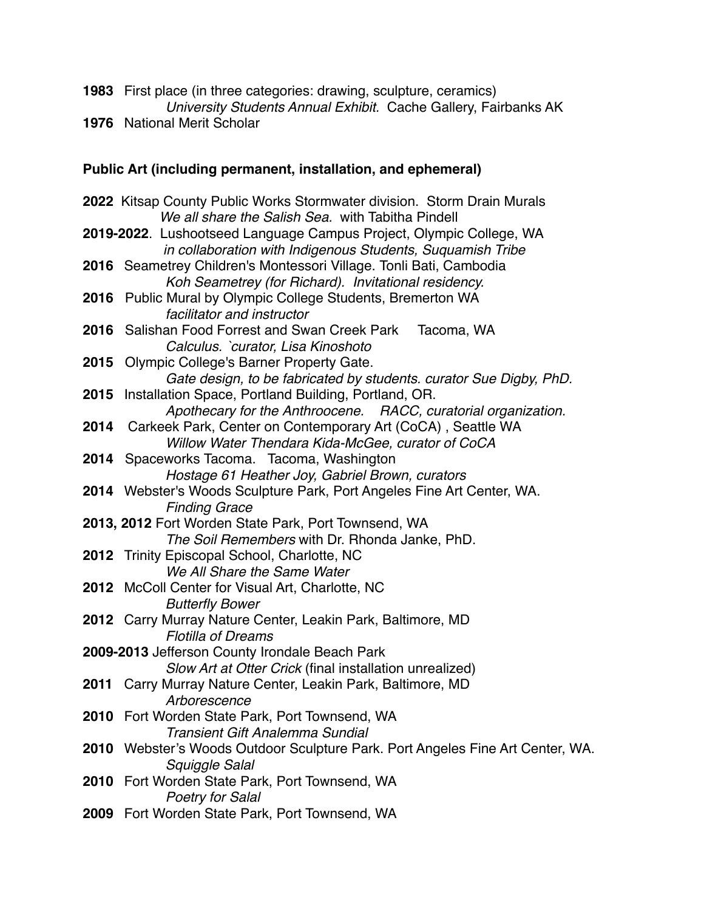**1983** First place (in three categories: drawing, sculpture, ceramics)
*University Students Annual Exhibit.* Cache Gallery, Fairbanks AK
**1976** National Merit Scholar

**Public Art (including permanent, installation, and ephemeral)**

**2022** Kitsap County Public Works Stormwater division. Storm Drain Murals
*We all share the Salish Sea.* with Tabitha Pindell
**2019-2022**. Lushootseed Language Campus Project, Olympic College, WA
*in collaboration with Indigenous Students, Suquamish Tribe*
**2016** Seametrey Children's Montessori Village. Tonli Bati, Cambodia
*Koh Seametrey (for Richard). Invitational residency.*
**2016** Public Mural by Olympic College Students, Bremerton WA
*facilitator and instructor*
**2016** Salishan Food Forrest and Swan Creek Park Tacoma, WA
*Calculus. `curator, Lisa Kinoshoto*
**2015** Olympic College's Barner Property Gate.
*Gate design, to be fabricated by students. curator Sue Digby, PhD.*
**2015** Installation Space, Portland Building, Portland, OR.
*Apothecary for the Anthroocene. RACC, curatorial organization.*
**2014** Carkeek Park, Center on Contemporary Art (CoCA) , Seattle WA
*Willow Water Thendara Kida-McGee, curator of CoCA*
**2014** Spaceworks Tacoma. Tacoma, Washington
*Hostage 61 Heather Joy, Gabriel Brown, curators*
**2014** Webster's Woods Sculpture Park, Port Angeles Fine Art Center, WA.
*Finding Grace*
**2013, 2012** Fort Worden State Park, Port Townsend, WA
*The Soil Remembers* with Dr. Rhonda Janke, PhD.
**2012** Trinity Episcopal School, Charlotte, NC
*We All Share the Same Water*
**2012** McColl Center for Visual Art, Charlotte, NC
*Butterfly Bower*
**2012** Carry Murray Nature Center, Leakin Park, Baltimore, MD
*Flotilla of Dreams*
**2009-2013** Jefferson County Irondale Beach Park
*Slow Art at Otter Crick* (final installation unrealized)
**2011** Carry Murray Nature Center, Leakin Park, Baltimore, MD
*Arborescence*
**2010** Fort Worden State Park, Port Townsend, WA
*Transient Gift Analemma Sundial*
**2010** Webster's Woods Outdoor Sculpture Park. Port Angeles Fine Art Center, WA.
*Squiggle Salal*
**2010** Fort Worden State Park, Port Townsend, WA
*Poetry for Salal*
**2009** Fort Worden State Park, Port Townsend, WA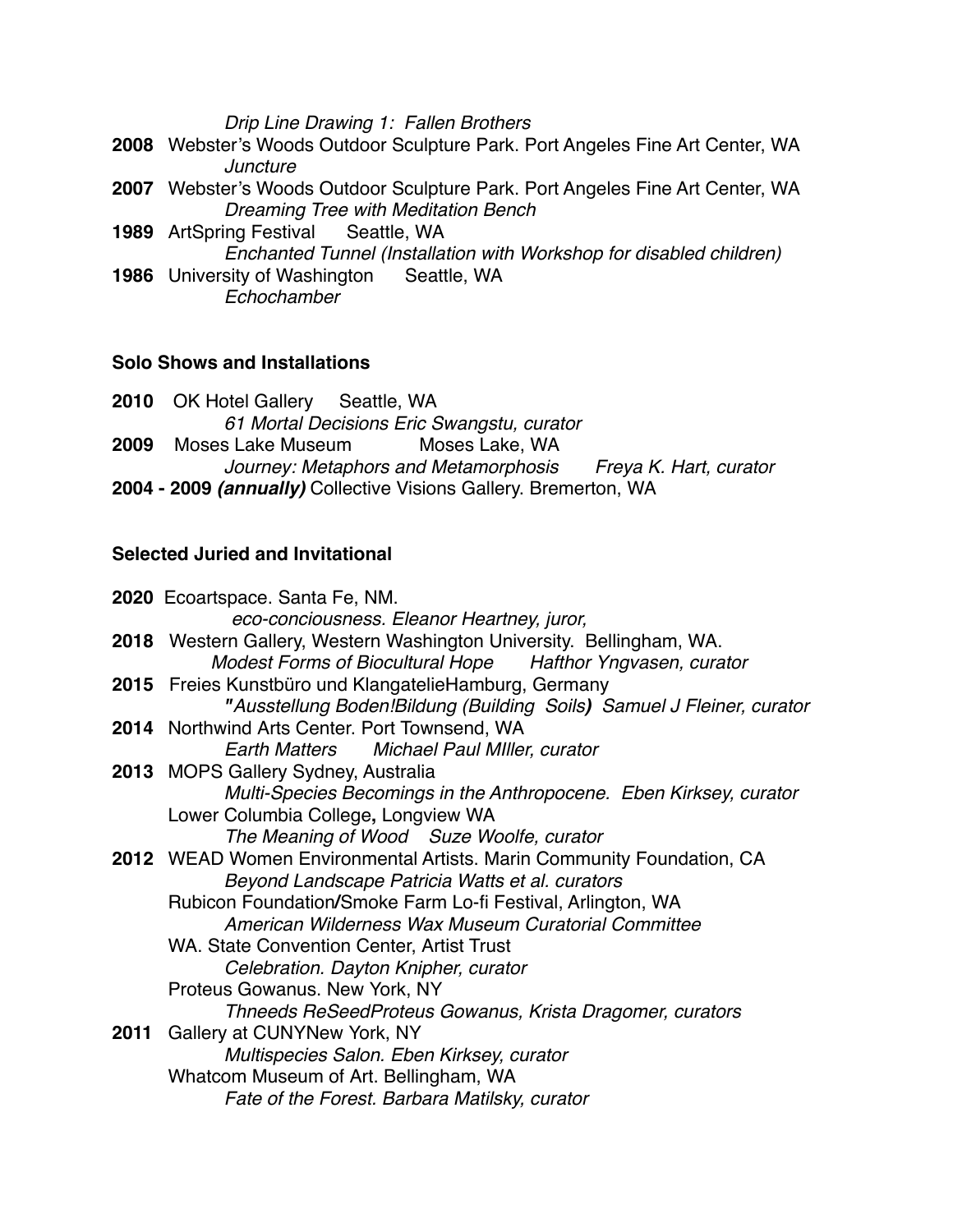*Drip Line Drawing 1: Fallen Brothers*

**2008** Webster's Woods Outdoor Sculpture Park. Port Angeles Fine Art Center, WA
*Juncture*

**2007** Webster's Woods Outdoor Sculpture Park. Port Angeles Fine Art Center, WA
*Dreaming Tree with Meditation Bench*

**1989** ArtSpring Festival Seattle, WA
*Enchanted Tunnel (Installation with Workshop for disabled children)*

**1986** University of Washington Seattle, WA
*Echochamber*

### Solo Shows and Installations

**2010** OK Hotel Gallery Seattle, WA
*61 Mortal Decisions Eric Swangstu, curator*

**2009** Moses Lake Museum Moses Lake, WA
*Journey: Metaphors and Metamorphosis Freya K. Hart, curator*

**2004 - 2009 *(annually)*** Collective Visions Gallery. Bremerton, WA

### Selected Juried and Invitational

**2020** Ecoartspace. Santa Fe, NM.
*eco-conciousness. Eleanor Heartney, juror,*

**2018** Western Gallery, Western Washington University. Bellingham, WA.
*Modest Forms of Biocultural Hope Hafthor Yngvasen, curator*

**2015** Freies Kunstbüro und KlangatelieHamburg, Germany
*"Ausstellung Boden!Bildung (Building Soils)* *Samuel J Fleiner, curator*

**2014** Northwind Arts Center. Port Townsend, WA
*Earth Matters Michael Paul MIller, curator*

**2013** MOPS Gallery Sydney, Australia
*Multi-Species Becomings in the Anthropocene. Eben Kirksey, curator*
Lower Columbia College**,** Longview WA
*The Meaning of Wood Suze Woolfe, curator*

**2012** WEAD Women Environmental Artists. Marin Community Foundation, CA
*Beyond Landscape Patricia Watts et al. curators*
Rubicon Foundation**/**Smoke Farm Lo-fi Festival, Arlington, WA
*American Wilderness Wax Museum Curatorial Committee*
WA. State Convention Center, Artist Trust
*Celebration. Dayton Knipher, curator*
Proteus Gowanus. New York, NY
*Thneeds ReSeedProteus Gowanus, Krista Dragomer, curators*

**2011** Gallery at CUNYNew York, NY
*Multispecies Salon. Eben Kirksey, curator*
Whatcom Museum of Art. Bellingham, WA
*Fate of the Forest. Barbara Matilsky, curator*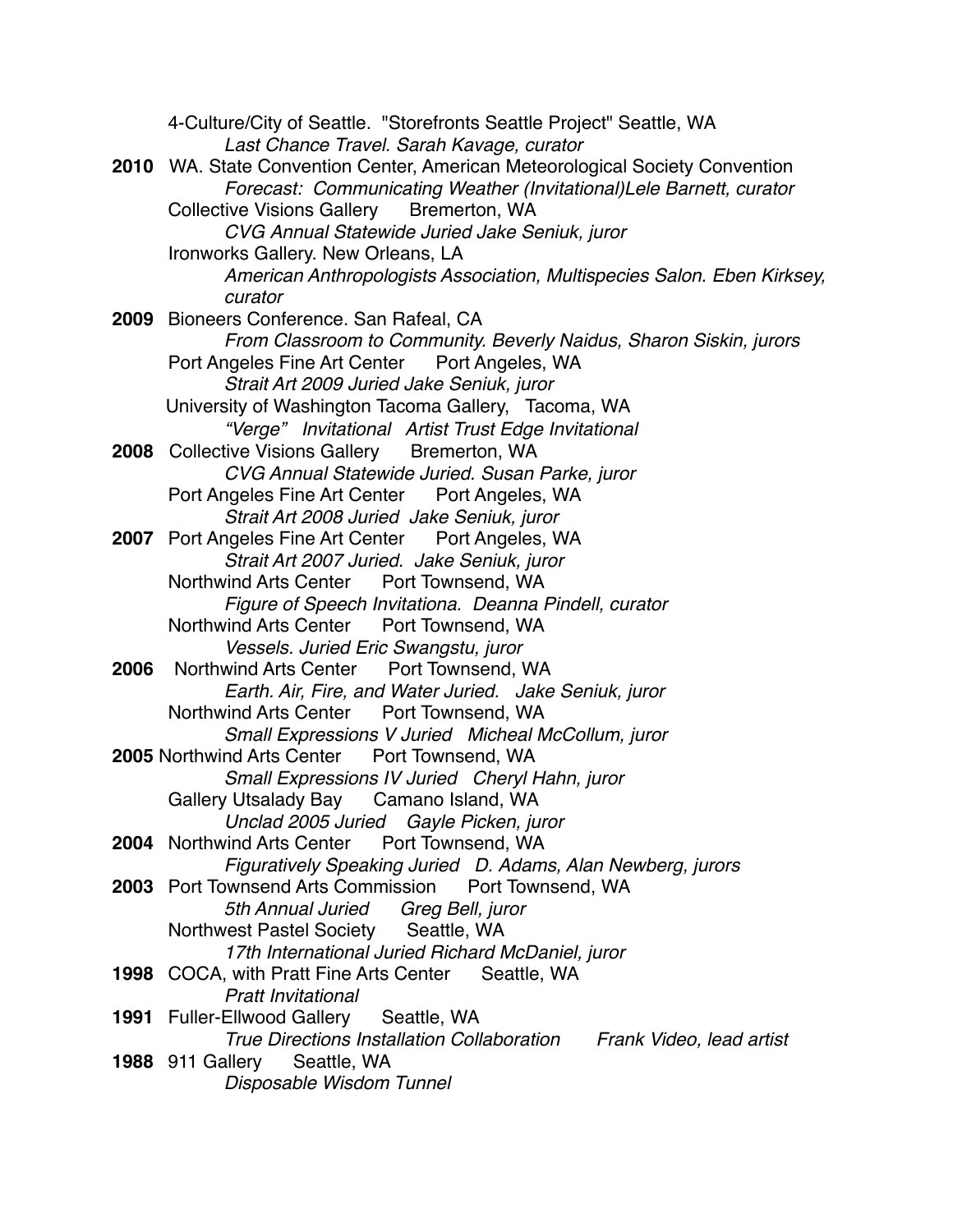4-Culture/City of Seattle. "Storefronts Seattle Project" Seattle, WA
*Last Chance Travel. Sarah Kavage, curator*

**2010** WA. State Convention Center, American Meteorological Society Convention
*Forecast: Communicating Weather (Invitational)Lele Barnett, curator*
Collective Visions Gallery Bremerton, WA
*CVG Annual Statewide Juried Jake Seniuk, juror*
Ironworks Gallery. New Orleans, LA
*American Anthropologists Association, Multispecies Salon. Eben Kirksey, curator*

**2009** Bioneers Conference. San Rafeal, CA
*From Classroom to Community. Beverly Naidus, Sharon Siskin, jurors*
Port Angeles Fine Art Center Port Angeles, WA
*Strait Art 2009 Juried Jake Seniuk, juror*
University of Washington Tacoma Gallery, Tacoma, WA
*"Verge" Invitational Artist Trust Edge Invitational*

**2008** Collective Visions Gallery Bremerton, WA
*CVG Annual Statewide Juried. Susan Parke, juror*
Port Angeles Fine Art Center Port Angeles, WA
*Strait Art 2008 Juried Jake Seniuk, juror*

**2007** Port Angeles Fine Art Center Port Angeles, WA
*Strait Art 2007 Juried. Jake Seniuk, juror*
Northwind Arts Center Port Townsend, WA
*Figure of Speech Invitationa. Deanna Pindell, curator*
Northwind Arts Center Port Townsend, WA
*Vessels. Juried Eric Swangstu, juror*

**2006** Northwind Arts Center Port Townsend, WA
*Earth. Air, Fire, and Water Juried. Jake Seniuk, juror*
Northwind Arts Center Port Townsend, WA
*Small Expressions V Juried Micheal McCollum, juror*

**2005** Northwind Arts Center Port Townsend, WA
*Small Expressions IV Juried Cheryl Hahn, juror*
Gallery Utsalady Bay Camano Island, WA
*Unclad 2005 Juried Gayle Picken, juror*

**2004** Northwind Arts Center Port Townsend, WA
*Figuratively Speaking Juried D. Adams, Alan Newberg, jurors*

**2003** Port Townsend Arts Commission Port Townsend, WA
*5th Annual Juried Greg Bell, juror*
Northwest Pastel Society Seattle, WA
*17th International Juried Richard McDaniel, juror*

**1998** COCA, with Pratt Fine Arts Center Seattle, WA
*Pratt Invitational*

**1991** Fuller-Ellwood Gallery Seattle, WA
*True Directions Installation Collaboration Frank Video, lead artist*

**1988** 911 Gallery Seattle, WA
*Disposable Wisdom Tunnel*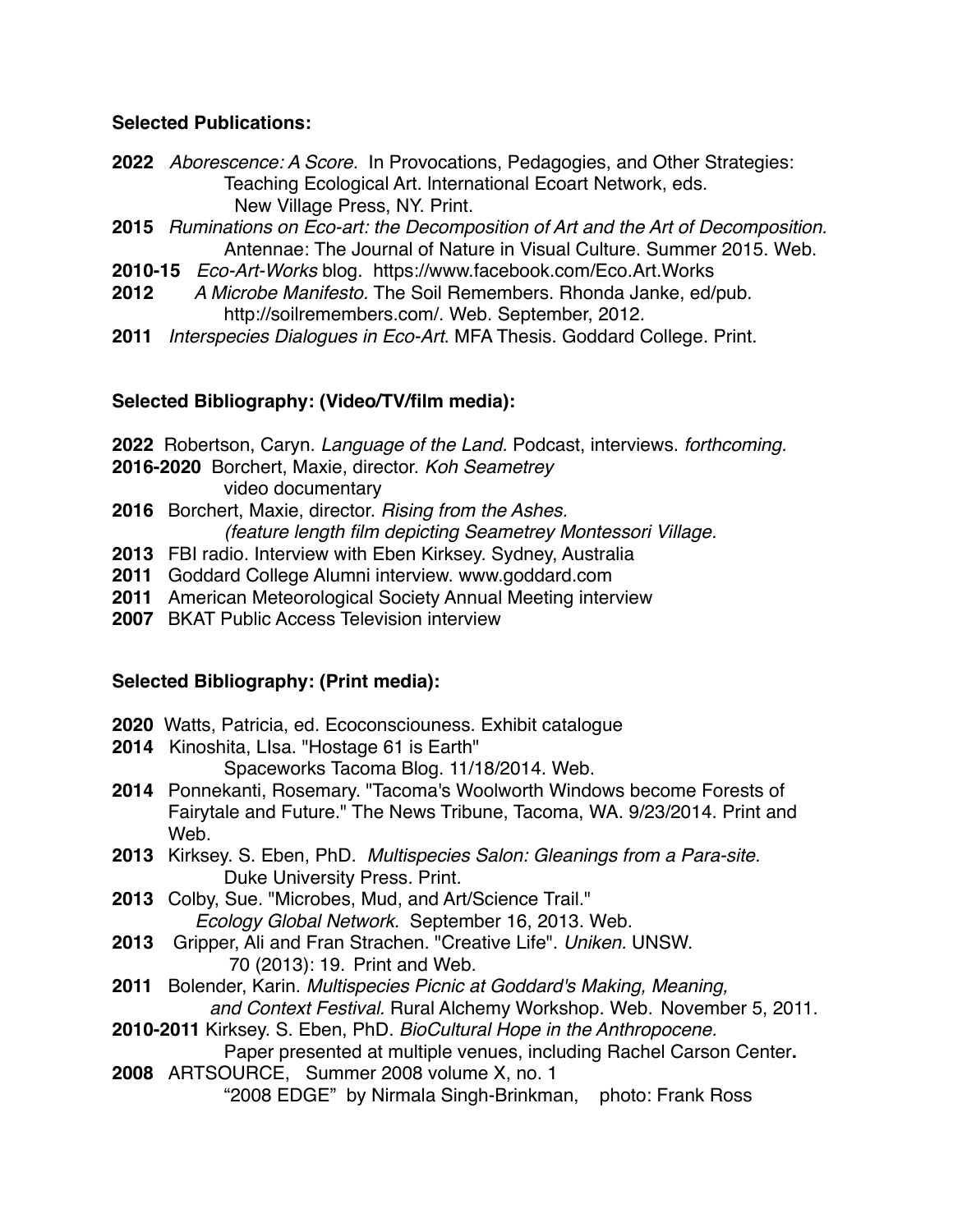**Selected Publications:**

**2022** *Aborescence: A Score.* In Provocations, Pedagogies, and Other Strategies: Teaching Ecological Art. International Ecoart Network, eds. New Village Press, NY. Print.

**2015** *Ruminations on Eco-art: the Decomposition of Art and the Art of Decomposition.* Antennae: The Journal of Nature in Visual Culture. Summer 2015. Web.

**2010-15** *Eco-Art-Works* blog. https://www.facebook.com/Eco.Art.Works

**2012** *A Microbe Manifesto.* The Soil Remembers. Rhonda Janke, ed/pub. http://soilremembers.com/. Web. September, 2012.

**2011** *Interspecies Dialogues in Eco-Art*. MFA Thesis. Goddard College. Print.

**Selected Bibliography: (Video/TV/film media):**

**2022** Robertson, Caryn. *Language of the Land.* Podcast, interviews. *forthcoming.*

**2016-2020** Borchert, Maxie, director. *Koh Seametrey* video documentary

**2016** Borchert, Maxie, director. *Rising from the Ashes. (feature length film depicting Seametrey Montessori Village.*

**2013** FBI radio. Interview with Eben Kirksey. Sydney, Australia

**2011** Goddard College Alumni interview. www.goddard.com

**2011** American Meteorological Society Annual Meeting interview

**2007** BKAT Public Access Television interview

**Selected Bibliography: (Print media):**

**2020** Watts, Patricia, ed. Ecoconsciouness. Exhibit catalogue

**2014** Kinoshita, LIsa. "Hostage 61 is Earth" Spaceworks Tacoma Blog. 11/18/2014. Web.

**2014** Ponnekanti, Rosemary. "Tacoma's Woolworth Windows become Forests of Fairytale and Future." The News Tribune, Tacoma, WA. 9/23/2014. Print and Web.

**2013** Kirksey. S. Eben, PhD. *Multispecies Salon: Gleanings from a Para-site.* Duke University Press. Print.

**2013** Colby, Sue. "Microbes, Mud, and Art/Science Trail." *Ecology Global Network.* September 16, 2013. Web.

**2013** Gripper, Ali and Fran Strachen. "Creative Life". *Uniken.* UNSW. 70 (2013): 19. Print and Web.

**2011** Bolender, Karin. *Multispecies Picnic at Goddard's Making, Meaning, and Context Festival.* Rural Alchemy Workshop. Web. November 5, 2011.

**2010-2011** Kirksey. S. Eben, PhD. *BioCultural Hope in the Anthropocene.* Paper presented at multiple venues, including Rachel Carson Center**.**

**2008** ARTSOURCE, Summer 2008 volume X, no. 1 "2008 EDGE" by Nirmala Singh-Brinkman, photo: Frank Ross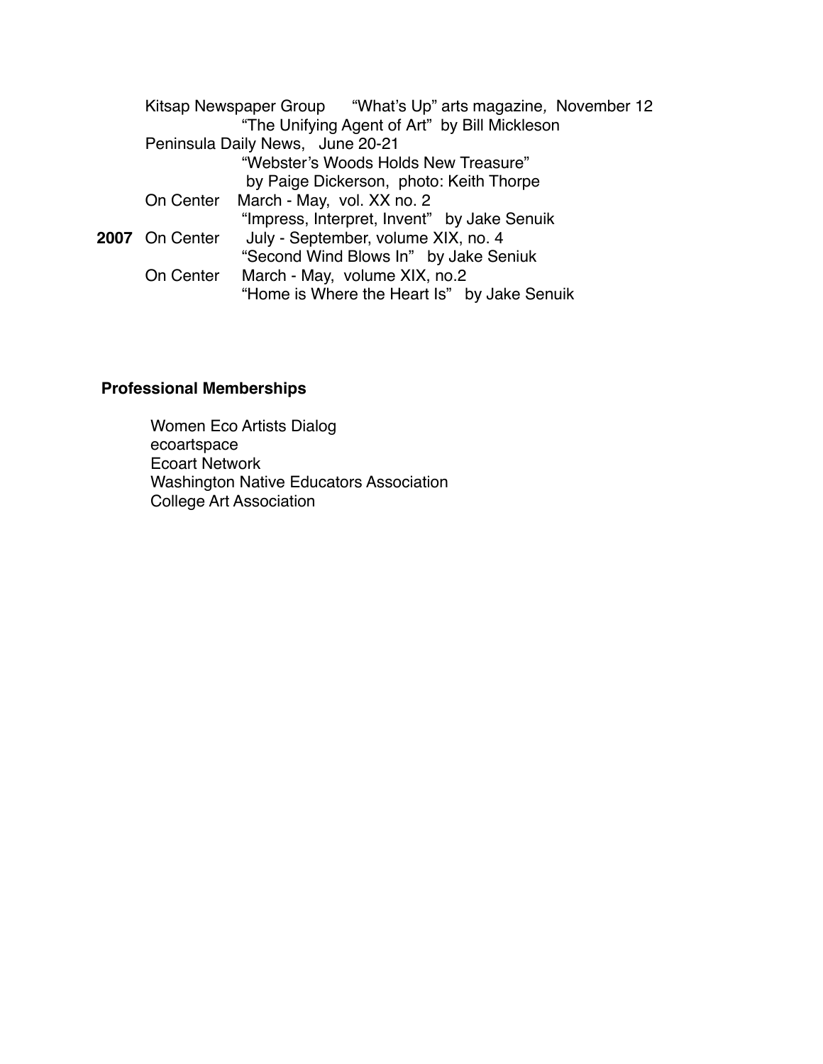Kitsap Newspaper Group "What's Up" arts magazine, November 12
"The Unifying Agent of Art" by Bill Mickleson

Peninsula Daily News, June 20-21
"Webster's Woods Holds New Treasure"
by Paige Dickerson, photo: Keith Thorpe

On Center March - May, vol. XX no. 2
"Impress, Interpret, Invent" by Jake Senuik

**2007** On Center July - September, volume XIX, no. 4
"Second Wind Blows In" by Jake Seniuk

On Center March - May, volume XIX, no.2
"Home is Where the Heart Is" by Jake Senuik

**Professional Memberships**

Women Eco Artists Dialog
ecoartspace
Ecoart Network
Washington Native Educators Association
College Art Association